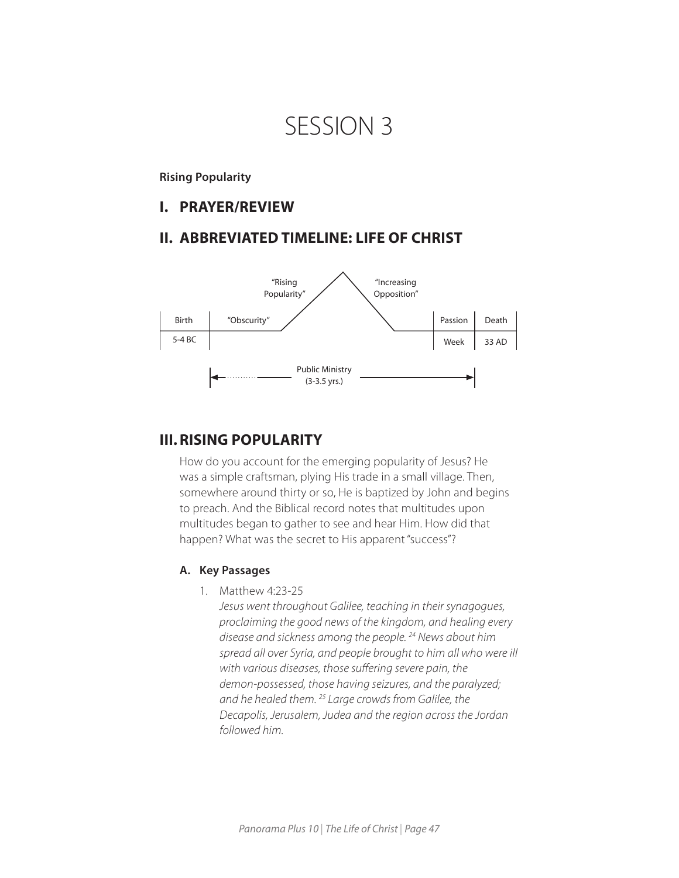# SESSION 3

**Rising Popularity**

## I. PRAYER/REVIEW

## II. ABBREVIATED TIMELINE: LIFE OF CHRIST

| Birth | "Obscurity" | "Rising Popularity" | "Increasing Opposition" | Passion | Death |
|---|---|---|---|---|---|
| 5-4 BC | | | | Week | 33 AD |

Public Ministry (3-3.5 yrs.)

## III. RISING POPULARITY

How do you account for the emerging popularity of Jesus? He was a simple craftsman, plying His trade in a small village. Then, somewhere around thirty or so, He is baptized by John and begins to preach. And the Biblical record notes that multitudes upon multitudes began to gather to see and hear Him. How did that happen? What was the secret to His apparent "success"?

### A. Key Passages

1. Matthew 4:23-25
   *Jesus went throughout Galilee, teaching in their synagogues, proclaiming the good news of the kingdom, and healing every disease and sickness among the people. [24] News about him spread all over Syria, and people brought to him all who were ill with various diseases, those suffering severe pain, the demon-possessed, those having seizures, and the paralyzed; and he healed them. [25] Large crowds from Galilee, the Decapolis, Jerusalem, Judea and the region across the Jordan followed him.*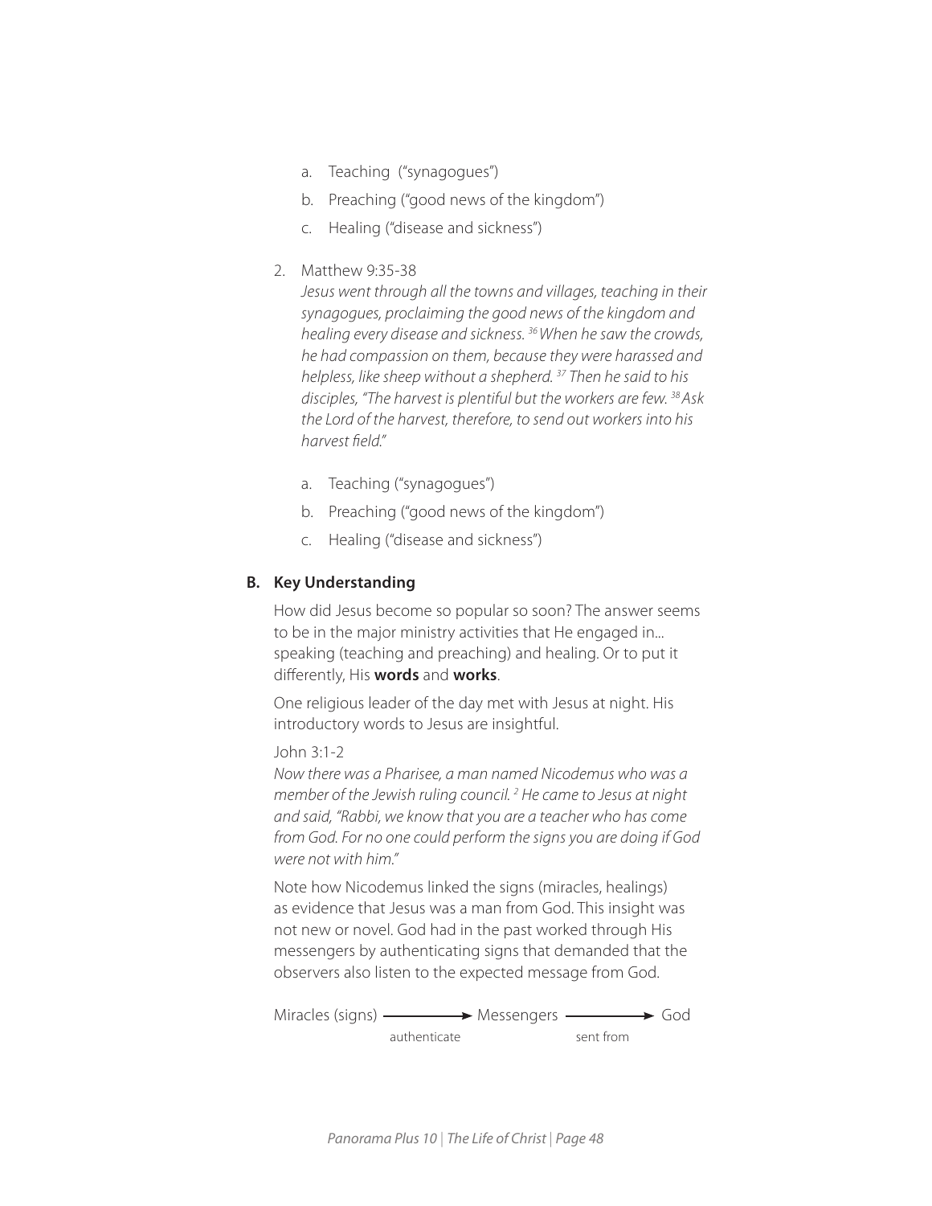a. Teaching ("synagogues")
b. Preaching ("good news of the kingdom")
c. Healing ("disease and sickness")

2. Matthew 9:35-38

   *Jesus went through all the towns and villages, teaching in their synagogues, proclaiming the good news of the kingdom and healing every disease and sickness. [36] When he saw the crowds, he had compassion on them, because they were harassed and helpless, like sheep without a shepherd. [37] Then he said to his disciples, "The harvest is plentiful but the workers are few. [38] Ask the Lord of the harvest, therefore, to send out workers into his harvest field."*

   a. Teaching ("synagogues")
   b. Preaching ("good news of the kingdom")
   c. Healing ("disease and sickness")

### B. Key Understanding

How did Jesus become so popular so soon? The answer seems to be in the major ministry activities that He engaged in... speaking (teaching and preaching) and healing. Or to put it differently, His **words** and **works**.

One religious leader of the day met with Jesus at night. His introductory words to Jesus are insightful.

John 3:1-2

*Now there was a Pharisee, a man named Nicodemus who was a member of the Jewish ruling council. [2] He came to Jesus at night and said, "Rabbi, we know that you are a teacher who has come from God. For no one could perform the signs you are doing if God were not with him."*

Note how Nicodemus linked the signs (miracles, healings) as evidence that Jesus was a man from God. This insight was not new or novel. God had in the past worked through His messengers by authenticating signs that demanded that the observers also listen to the expected message from God.

Miracles (signs) → (authenticate) → Messengers → (sent from) → God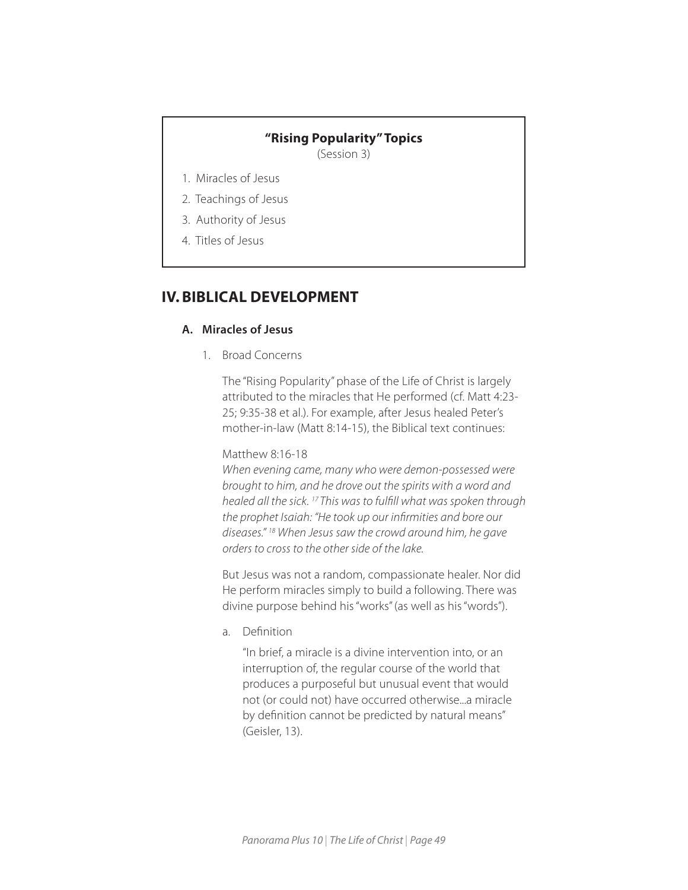**"Rising Popularity" Topics**

(Session 3)

1. Miracles of Jesus
2. Teachings of Jesus
3. Authority of Jesus
4. Titles of Jesus

## IV. BIBLICAL DEVELOPMENT

### A. Miracles of Jesus

1. Broad Concerns

The "Rising Popularity" phase of the Life of Christ is largely attributed to the miracles that He performed (cf. Matt 4:23-25; 9:35-38 et al.). For example, after Jesus healed Peter's mother-in-law (Matt 8:14-15), the Biblical text continues:

Matthew 8:16-18

*When evening came, many who were demon-possessed were brought to him, and he drove out the spirits with a word and healed all the sick. [17] This was to fulfill what was spoken through the prophet Isaiah: "He took up our infirmities and bore our diseases." [18] When Jesus saw the crowd around him, he gave orders to cross to the other side of the lake.*

But Jesus was not a random, compassionate healer. Nor did He perform miracles simply to build a following. There was divine purpose behind his "works" (as well as his "words").

a. Definition

"In brief, a miracle is a divine intervention into, or an interruption of, the regular course of the world that produces a purposeful but unusual event that would not (or could not) have occurred otherwise...a miracle by definition cannot be predicted by natural means" (Geisler, 13).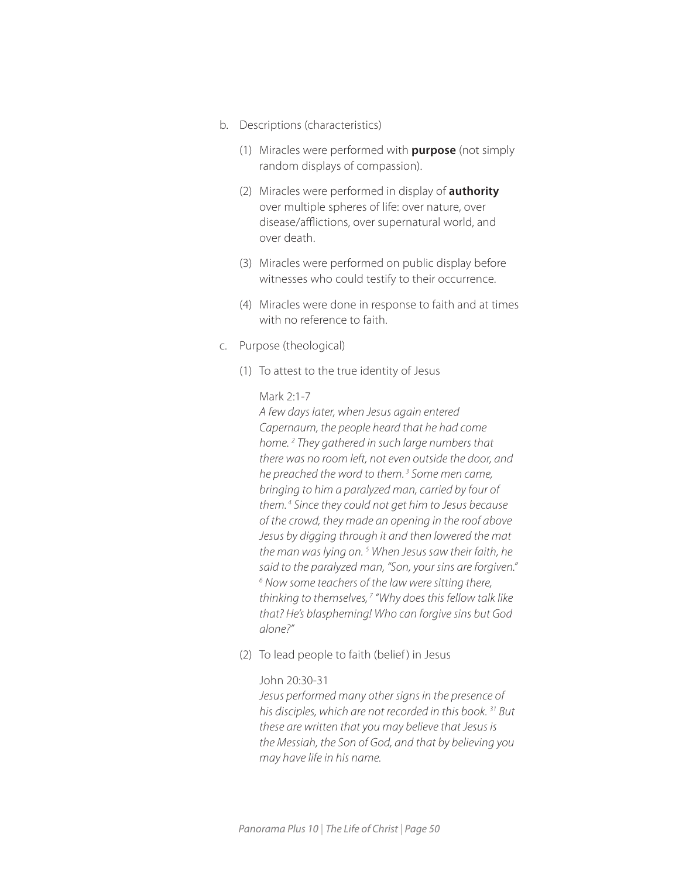b. Descriptions (characteristics)

   (1) Miracles were performed with **purpose** (not simply random displays of compassion).

   (2) Miracles were performed in display of **authority** over multiple spheres of life: over nature, over disease/afflictions, over supernatural world, and over death.

   (3) Miracles were performed on public display before witnesses who could testify to their occurrence.

   (4) Miracles were done in response to faith and at times with no reference to faith.

c. Purpose (theological)

   (1) To attest to the true identity of Jesus

   Mark 2:1-7
   *A few days later, when Jesus again entered Capernaum, the people heard that he had come home. [2] They gathered in such large numbers that there was no room left, not even outside the door, and he preached the word to them. [3] Some men came, bringing to him a paralyzed man, carried by four of them. [4] Since they could not get him to Jesus because of the crowd, they made an opening in the roof above Jesus by digging through it and then lowered the mat the man was lying on. [5] When Jesus saw their faith, he said to the paralyzed man, "Son, your sins are forgiven." [6] Now some teachers of the law were sitting there, thinking to themselves, [7] "Why does this fellow talk like that? He's blaspheming! Who can forgive sins but God alone?"*

   (2) To lead people to faith (belief) in Jesus

   John 20:30-31
   *Jesus performed many other signs in the presence of his disciples, which are not recorded in this book. [31] But these are written that you may believe that Jesus is the Messiah, the Son of God, and that by believing you may have life in his name.*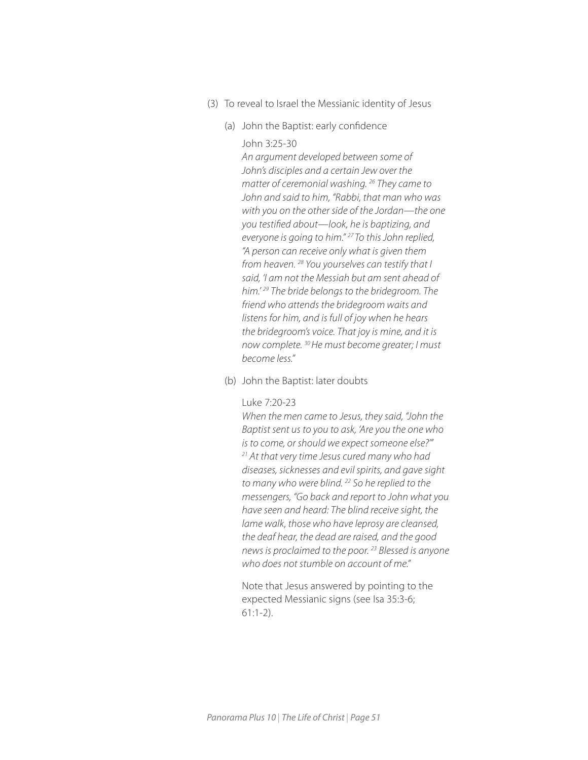(3) To reveal to Israel the Messianic identity of Jesus

(a) John the Baptist: early confidence

John 3:25-30

*An argument developed between some of John's disciples and a certain Jew over the matter of ceremonial washing. [26] They came to John and said to him, "Rabbi, that man who was with you on the other side of the Jordan—the one you testified about—look, he is baptizing, and everyone is going to him." [27] To this John replied, "A person can receive only what is given them from heaven. [28] You yourselves can testify that I said, 'I am not the Messiah but am sent ahead of him.' [29] The bride belongs to the bridegroom. The friend who attends the bridegroom waits and listens for him, and is full of joy when he hears the bridegroom's voice. That joy is mine, and it is now complete. [30] He must become greater; I must become less."*

(b) John the Baptist: later doubts

Luke 7:20-23

*When the men came to Jesus, they said, "John the Baptist sent us to you to ask, 'Are you the one who is to come, or should we expect someone else?'" [21] At that very time Jesus cured many who had diseases, sicknesses and evil spirits, and gave sight to many who were blind. [22] So he replied to the messengers, "Go back and report to John what you have seen and heard: The blind receive sight, the lame walk, those who have leprosy are cleansed, the deaf hear, the dead are raised, and the good news is proclaimed to the poor. [23] Blessed is anyone who does not stumble on account of me."*

Note that Jesus answered by pointing to the expected Messianic signs (see Isa 35:3-6; 61:1-2).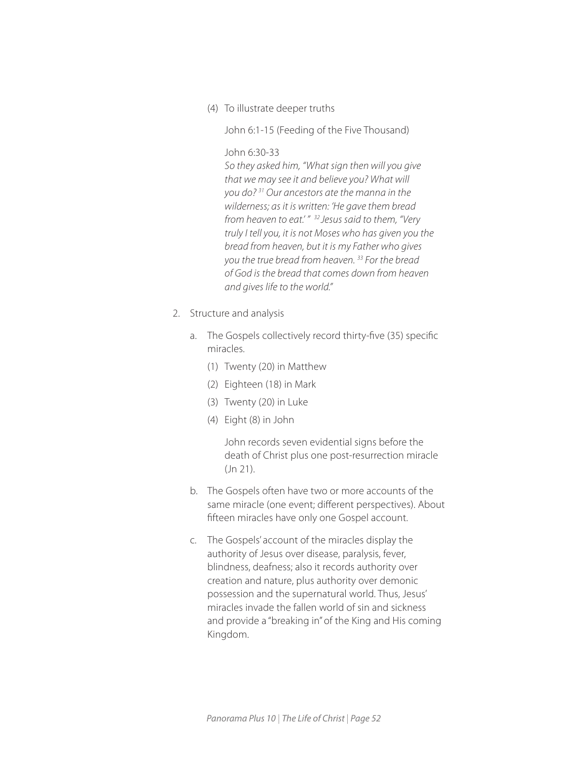(4) To illustrate deeper truths

John 6:1-15 (Feeding of the Five Thousand)

John 6:30-33
*So they asked him, "What sign then will you give that we may see it and believe you? What will you do? [31] Our ancestors ate the manna in the wilderness; as it is written: 'He gave them bread from heaven to eat.' " [32] Jesus said to them, "Very truly I tell you, it is not Moses who has given you the bread from heaven, but it is my Father who gives you the true bread from heaven. [33] For the bread of God is the bread that comes down from heaven and gives life to the world."*

2. Structure and analysis

   a. The Gospels collectively record thirty-five (35) specific miracles.

      (1) Twenty (20) in Matthew

      (2) Eighteen (18) in Mark

      (3) Twenty (20) in Luke

      (4) Eight (8) in John

      John records seven evidential signs before the death of Christ plus one post-resurrection miracle (Jn 21).

   b. The Gospels often have two or more accounts of the same miracle (one event; different perspectives). About fifteen miracles have only one Gospel account.

   c. The Gospels' account of the miracles display the authority of Jesus over disease, paralysis, fever, blindness, deafness; also it records authority over creation and nature, plus authority over demonic possession and the supernatural world. Thus, Jesus' miracles invade the fallen world of sin and sickness and provide a "breaking in" of the King and His coming Kingdom.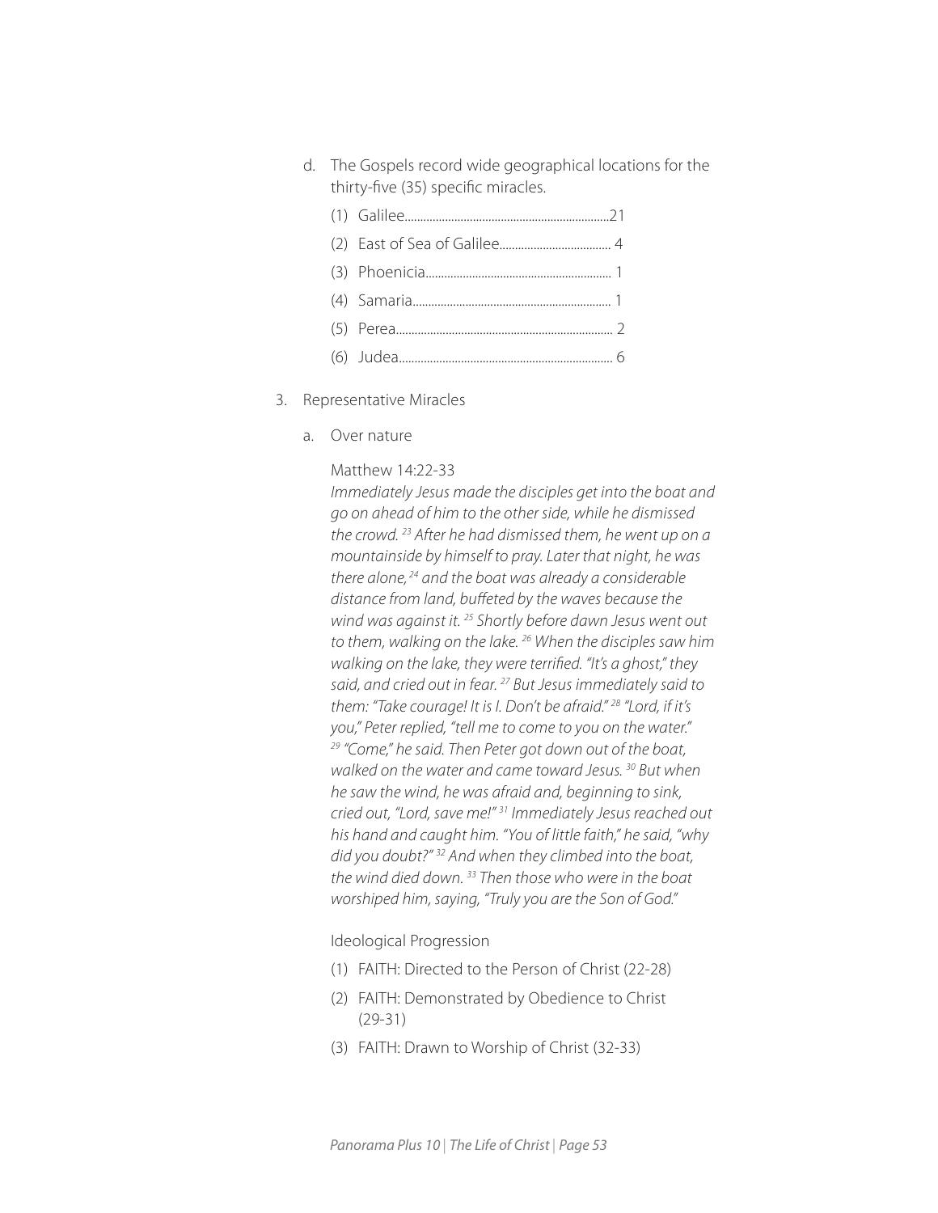d. The Gospels record wide geographical locations for the thirty-five (35) specific miracles.

(1) Galilee.................................................................21
(2) East of Sea of Galilee.................................... 4
(3) Phoenicia............................................................ 1
(4) Samaria................................................................ 1
(5) Perea...................................................................... 2
(6) Judea..................................................................... 6

3. Representative Miracles

a. Over nature

Matthew 14:22-33

*Immediately Jesus made the disciples get into the boat and go on ahead of him to the other side, while he dismissed the crowd. [23] After he had dismissed them, he went up on a mountainside by himself to pray. Later that night, he was there alone, [24] and the boat was already a considerable distance from land, buffeted by the waves because the wind was against it. [25] Shortly before dawn Jesus went out to them, walking on the lake. [26] When the disciples saw him walking on the lake, they were terrified. "It's a ghost," they said, and cried out in fear. [27] But Jesus immediately said to them: "Take courage! It is I. Don't be afraid." [28] "Lord, if it's you," Peter replied, "tell me to come to you on the water." [29] "Come," he said. Then Peter got down out of the boat, walked on the water and came toward Jesus. [30] But when he saw the wind, he was afraid and, beginning to sink, cried out, "Lord, save me!" [31] Immediately Jesus reached out his hand and caught him. "You of little faith," he said, "why did you doubt?" [32] And when they climbed into the boat, the wind died down. [33] Then those who were in the boat worshiped him, saying, "Truly you are the Son of God."*

Ideological Progression

(1) FAITH: Directed to the Person of Christ (22-28)
(2) FAITH: Demonstrated by Obedience to Christ (29-31)
(3) FAITH: Drawn to Worship of Christ (32-33)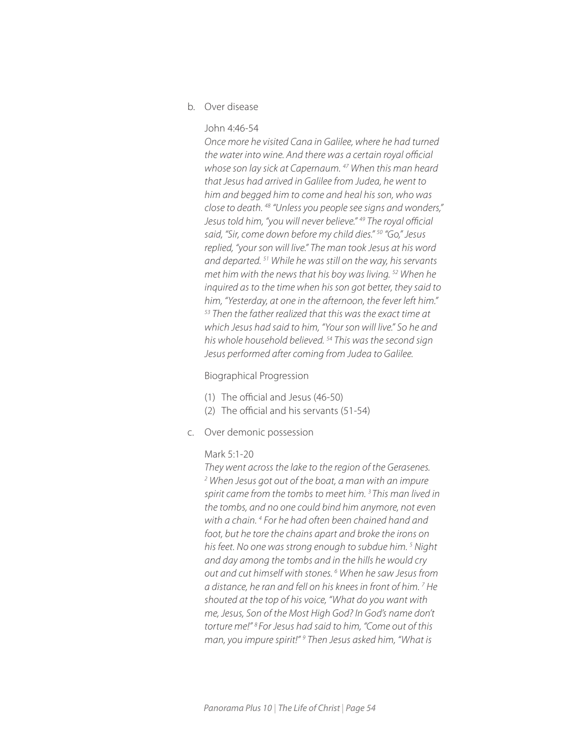b. Over disease

John 4:46-54

*Once more he visited Cana in Galilee, where he had turned the water into wine. And there was a certain royal official whose son lay sick at Capernaum. [47] When this man heard that Jesus had arrived in Galilee from Judea, he went to him and begged him to come and heal his son, who was close to death. [48] "Unless you people see signs and wonders," Jesus told him, "you will never believe." [49] The royal official said, "Sir, come down before my child dies." [50] "Go," Jesus replied, "your son will live." The man took Jesus at his word and departed. [51] While he was still on the way, his servants met him with the news that his boy was living. [52] When he inquired as to the time when his son got better, they said to him, "Yesterday, at one in the afternoon, the fever left him." [53] Then the father realized that this was the exact time at which Jesus had said to him, "Your son will live." So he and his whole household believed. [54] This was the second sign Jesus performed after coming from Judea to Galilee.*

Biographical Progression

(1) The official and Jesus (46-50)
(2) The official and his servants (51-54)

c. Over demonic possession

Mark 5:1-20

*They went across the lake to the region of the Gerasenes. [2] When Jesus got out of the boat, a man with an impure spirit came from the tombs to meet him. [3] This man lived in the tombs, and no one could bind him anymore, not even with a chain. [4] For he had often been chained hand and foot, but he tore the chains apart and broke the irons on his feet. No one was strong enough to subdue him. [5] Night and day among the tombs and in the hills he would cry out and cut himself with stones. [6] When he saw Jesus from a distance, he ran and fell on his knees in front of him. [7] He shouted at the top of his voice, "What do you want with me, Jesus, Son of the Most High God? In God's name don't torture me!" [8] For Jesus had said to him, "Come out of this man, you impure spirit!" [9] Then Jesus asked him, "What is*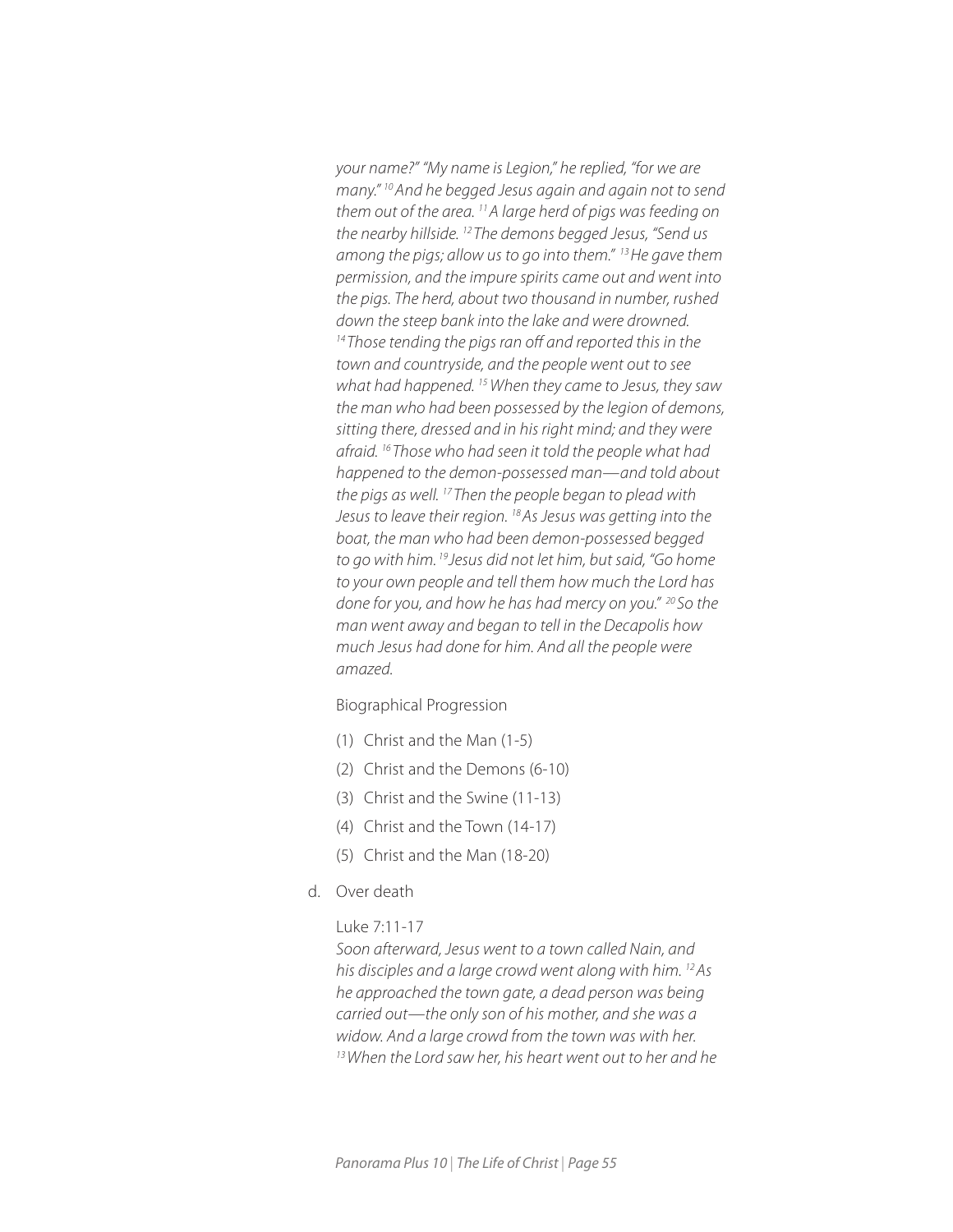*your name?" "My name is Legion," he replied, "for we are many."* [10] *And he begged Jesus again and again not to send them out of the area.* [11] *A large herd of pigs was feeding on the nearby hillside.* [12] *The demons begged Jesus, "Send us among the pigs; allow us to go into them."* [13] *He gave them permission, and the impure spirits came out and went into the pigs. The herd, about two thousand in number, rushed down the steep bank into the lake and were drowned.* [14] *Those tending the pigs ran off and reported this in the town and countryside, and the people went out to see what had happened.* [15] *When they came to Jesus, they saw the man who had been possessed by the legion of demons, sitting there, dressed and in his right mind; and they were afraid.* [16] *Those who had seen it told the people what had happened to the demon-possessed man—and told about the pigs as well.* [17] *Then the people began to plead with Jesus to leave their region.* [18] *As Jesus was getting into the boat, the man who had been demon-possessed begged to go with him.* [19] *Jesus did not let him, but said, "Go home to your own people and tell them how much the Lord has done for you, and how he has had mercy on you."* [20] *So the man went away and began to tell in the Decapolis how much Jesus had done for him. And all the people were amazed.*

Biographical Progression

(1) Christ and the Man (1-5)

(2) Christ and the Demons (6-10)

(3) Christ and the Swine (11-13)

(4) Christ and the Town (14-17)

(5) Christ and the Man (18-20)

d. Over death

Luke 7:11-17

*Soon afterward, Jesus went to a town called Nain, and his disciples and a large crowd went along with him.* [12] *As he approached the town gate, a dead person was being carried out—the only son of his mother, and she was a widow. And a large crowd from the town was with her.* [13] *When the Lord saw her, his heart went out to her and he*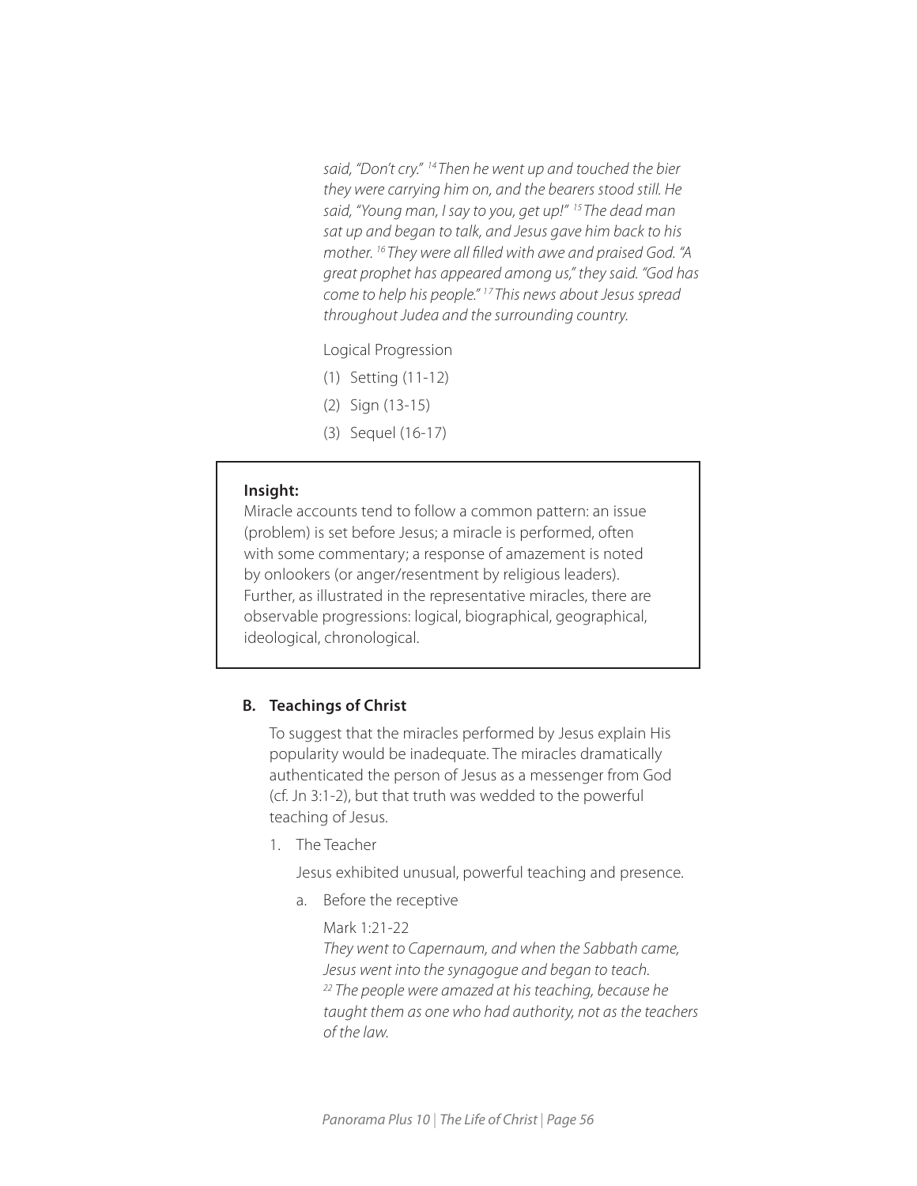*said, "Don't cry." [14] Then he went up and touched the bier they were carrying him on, and the bearers stood still. He said, "Young man, I say to you, get up!" [15] The dead man sat up and began to talk, and Jesus gave him back to his mother. [16] They were all filled with awe and praised God. "A great prophet has appeared among us," they said. "God has come to help his people." [17] This news about Jesus spread throughout Judea and the surrounding country.*

Logical Progression

(1) Setting (11-12)

(2) Sign (13-15)

(3) Sequel (16-17)

> **Insight:**
> Miracle accounts tend to follow a common pattern: an issue (problem) is set before Jesus; a miracle is performed, often with some commentary; a response of amazement is noted by onlookers (or anger/resentment by religious leaders). Further, as illustrated in the representative miracles, there are observable progressions: logical, biographical, geographical, ideological, chronological.

### B. Teachings of Christ

To suggest that the miracles performed by Jesus explain His popularity would be inadequate. The miracles dramatically authenticated the person of Jesus as a messenger from God (cf. Jn 3:1-2), but that truth was wedded to the powerful teaching of Jesus.

1. The Teacher

   Jesus exhibited unusual, powerful teaching and presence.

   a. Before the receptive

      Mark 1:21-22
      *They went to Capernaum, and when the Sabbath came, Jesus went into the synagogue and began to teach. [22] The people were amazed at his teaching, because he taught them as one who had authority, not as the teachers of the law.*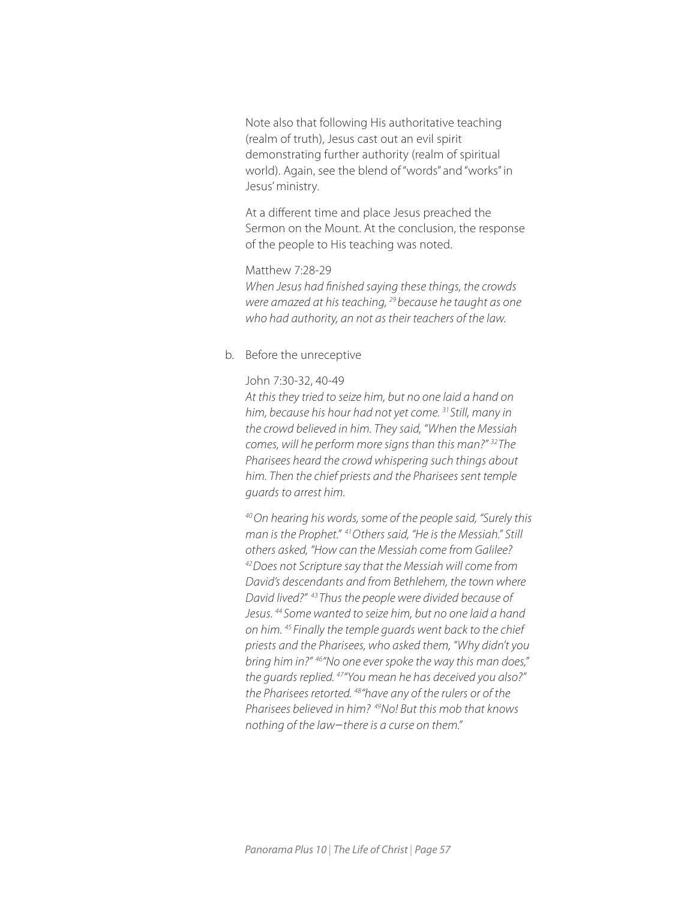Note also that following His authoritative teaching (realm of truth), Jesus cast out an evil spirit demonstrating further authority (realm of spiritual world). Again, see the blend of "words" and "works" in Jesus' ministry.

At a different time and place Jesus preached the Sermon on the Mount. At the conclusion, the response of the people to His teaching was noted.

Matthew 7:28-29
*When Jesus had finished saying these things, the crowds were amazed at his teaching, [29] because he taught as one who had authority, an not as their teachers of the law.*

b. Before the unreceptive

John 7:30-32, 40-49
*At this they tried to seize him, but no one laid a hand on him, because his hour had not yet come. [31] Still, many in the crowd believed in him. They said, "When the Messiah comes, will he perform more signs than this man?" [32] The Pharisees heard the crowd whispering such things about him. Then the chief priests and the Pharisees sent temple guards to arrest him.*

*[40] On hearing his words, some of the people said, "Surely this man is the Prophet." [41] Others said, "He is the Messiah." Still others asked, "How can the Messiah come from Galilee? [42] Does not Scripture say that the Messiah will come from David's descendants and from Bethlehem, the town where David lived?" [43] Thus the people were divided because of Jesus. [44] Some wanted to seize him, but no one laid a hand on him. [45] Finally the temple guards went back to the chief priests and the Pharisees, who asked them, "Why didn't you bring him in?" [46] "No one ever spoke the way this man does," the guards replied. [47] "You mean he has deceived you also?" the Pharisees retorted. [48] "have any of the rulers or of the Pharisees believed in him? [49] No! But this mob that knows nothing of the law—there is a curse on them."*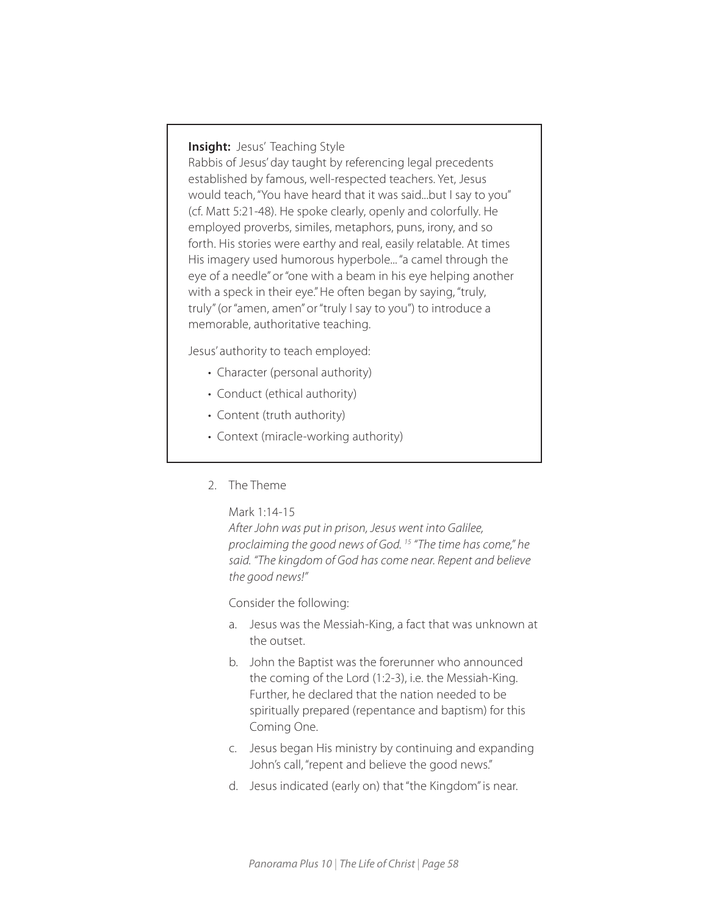**Insight:** Jesus' Teaching Style

Rabbis of Jesus' day taught by referencing legal precedents established by famous, well-respected teachers. Yet, Jesus would teach, "You have heard that it was said...but I say to you" (cf. Matt 5:21-48). He spoke clearly, openly and colorfully. He employed proverbs, similes, metaphors, puns, irony, and so forth. His stories were earthy and real, easily relatable. At times His imagery used humorous hyperbole... "a camel through the eye of a needle" or "one with a beam in his eye helping another with a speck in their eye." He often began by saying, "truly, truly" (or "amen, amen" or "truly I say to you") to introduce a memorable, authoritative teaching.

Jesus' authority to teach employed:

- Character (personal authority)
- Conduct (ethical authority)
- Content (truth authority)
- Context (miracle-working authority)

2. The Theme

   Mark 1:14-15

   *After John was put in prison, Jesus went into Galilee, proclaiming the good news of God. [15] "The time has come," he said. "The kingdom of God has come near. Repent and believe the good news!"*

   Consider the following:

   a. Jesus was the Messiah-King, a fact that was unknown at the outset.
   b. John the Baptist was the forerunner who announced the coming of the Lord (1:2-3), i.e. the Messiah-King. Further, he declared that the nation needed to be spiritually prepared (repentance and baptism) for this Coming One.
   c. Jesus began His ministry by continuing and expanding John's call, "repent and believe the good news."
   d. Jesus indicated (early on) that "the Kingdom" is near.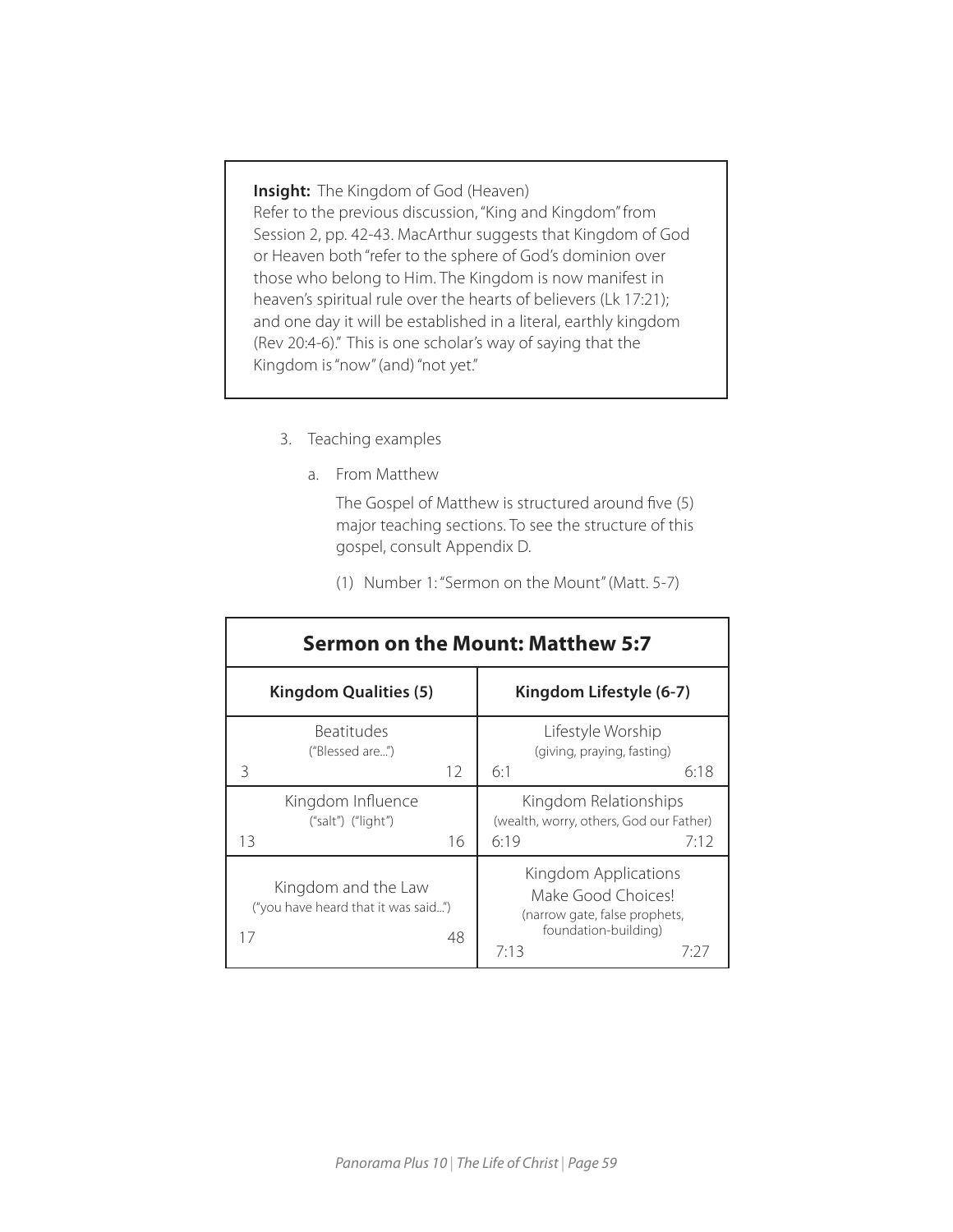**Insight:** The Kingdom of God (Heaven)
Refer to the previous discussion, "King and Kingdom" from Session 2, pp. 42-43. MacArthur suggests that Kingdom of God or Heaven both "refer to the sphere of God's dominion over those who belong to Him. The Kingdom is now manifest in heaven's spiritual rule over the hearts of believers (Lk 17:21); and one day it will be established in a literal, earthly kingdom (Rev 20:4-6)." This is one scholar's way of saying that the Kingdom is "now" (and) "not yet."

3. Teaching examples

   a. From Matthew

      The Gospel of Matthew is structured around five (5) major teaching sections. To see the structure of this gospel, consult Appendix D.

      (1) Number 1: "Sermon on the Mount" (Matt. 5-7)

| Sermon on the Mount: Matthew 5:7 | |
|---|---|
| **Kingdom Qualities (5)** | **Kingdom Lifestyle (6-7)** |
| Beatitudes ("Blessed are...") 3 – 12 | Lifestyle Worship (giving, praying, fasting) 6:1 – 6:18 |
| Kingdom Influence ("salt") ("light") 13 – 16 | Kingdom Relationships (wealth, worry, others, God our Father) 6:19 – 7:12 |
| Kingdom and the Law ("you have heard that it was said...") 17 – 48 | Kingdom Applications Make Good Choices! (narrow gate, false prophets, foundation-building) 7:13 – 7:27 |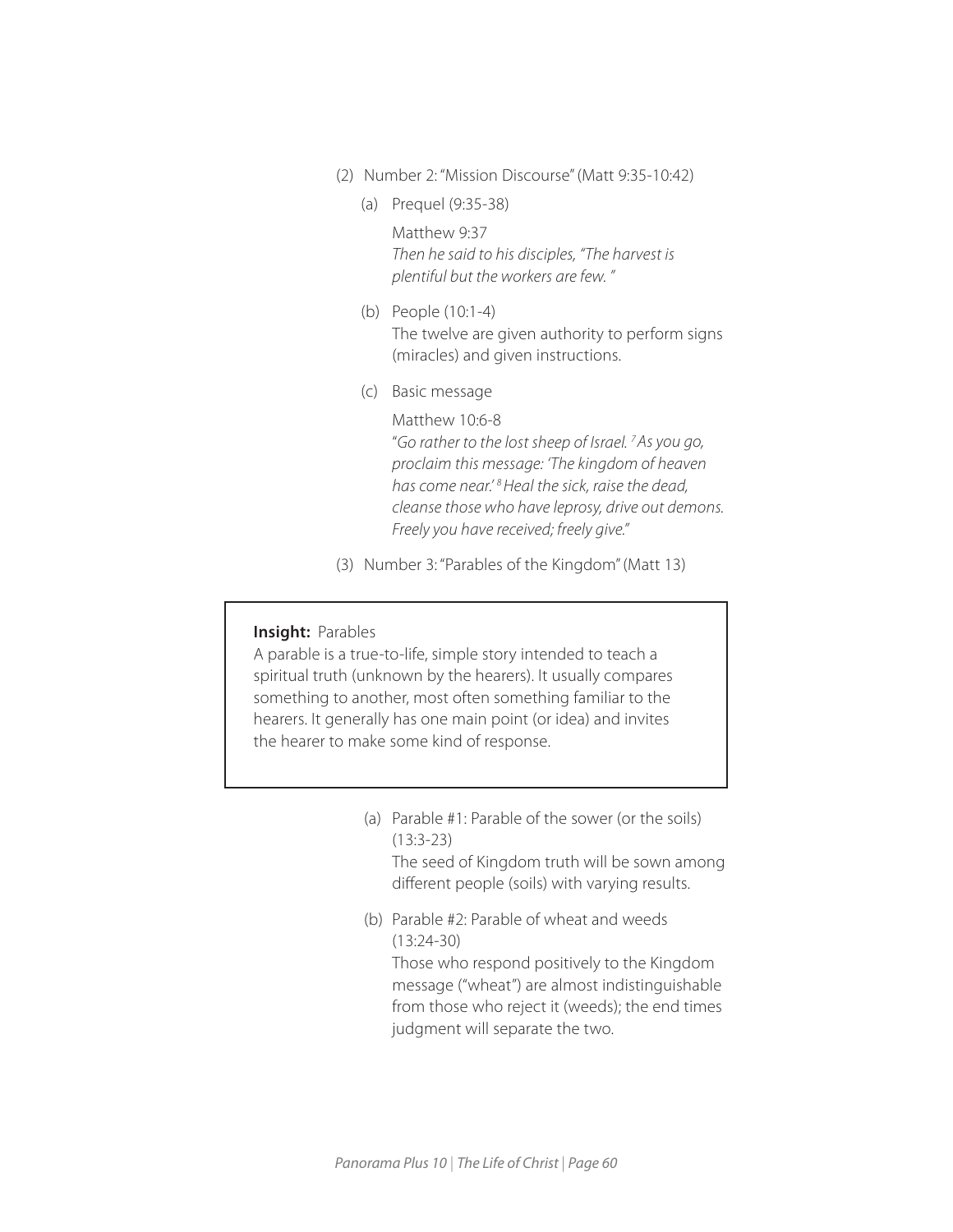(2) Number 2: "Mission Discourse" (Matt 9:35-10:42)

   (a) Prequel (9:35-38)

   Matthew 9:37
   *Then he said to his disciples, "The harvest is plentiful but the workers are few. "*

   (b) People (10:1-4)
   The twelve are given authority to perform signs (miracles) and given instructions.

   (c) Basic message

   Matthew 10:6-8
   "*Go rather to the lost sheep of Israel. [7] As you go, proclaim this message: 'The kingdom of heaven has come near.' [8] Heal the sick, raise the dead, cleanse those who have leprosy, drive out demons. Freely you have received; freely give.*"

(3) Number 3: "Parables of the Kingdom" (Matt 13)

> **Insight:** Parables
> A parable is a true-to-life, simple story intended to teach a spiritual truth (unknown by the hearers). It usually compares something to another, most often something familiar to the hearers. It generally has one main point (or idea) and invites the hearer to make some kind of response.

   (a) Parable #1: Parable of the sower (or the soils) (13:3-23)
   The seed of Kingdom truth will be sown among different people (soils) with varying results.

   (b) Parable #2: Parable of wheat and weeds (13:24-30)
   Those who respond positively to the Kingdom message ("wheat") are almost indistinguishable from those who reject it (weeds); the end times judgment will separate the two.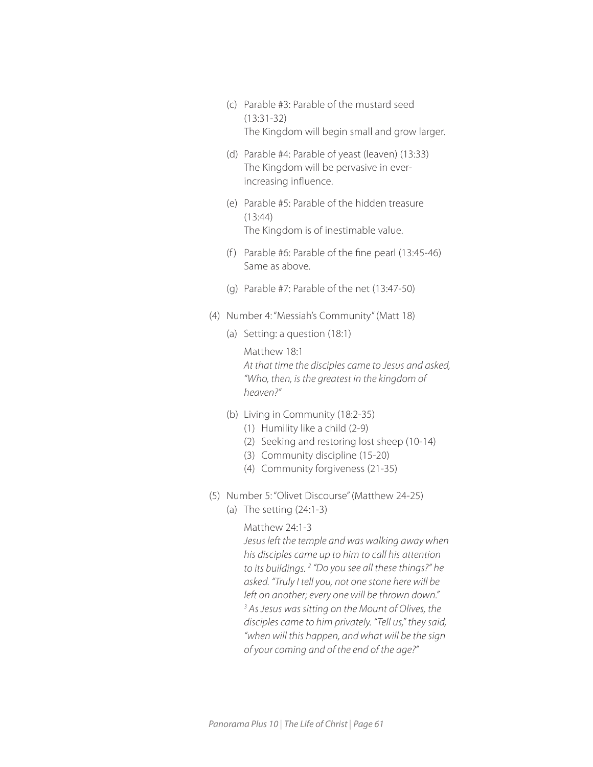(c) Parable #3: Parable of the mustard seed (13:31-32)
The Kingdom will begin small and grow larger.

(d) Parable #4: Parable of yeast (leaven) (13:33)
The Kingdom will be pervasive in ever-increasing influence.

(e) Parable #5: Parable of the hidden treasure (13:44)
The Kingdom is of inestimable value.

(f) Parable #6: Parable of the fine pearl (13:45-46)
Same as above.

(g) Parable #7: Parable of the net (13:47-50)

(4) Number 4: "Messiah's Community" (Matt 18)

(a) Setting: a question (18:1)

Matthew 18:1
*At that time the disciples came to Jesus and asked, "Who, then, is the greatest in the kingdom of heaven?"*

(b) Living in Community (18:2-35)
(1) Humility like a child (2-9)
(2) Seeking and restoring lost sheep (10-14)
(3) Community discipline (15-20)
(4) Community forgiveness (21-35)

(5) Number 5: "Olivet Discourse" (Matthew 24-25)
(a) The setting (24:1-3)

Matthew 24:1-3
*Jesus left the temple and was walking away when his disciples came up to him to call his attention to its buildings. [2] "Do you see all these things?" he asked. "Truly I tell you, not one stone here will be left on another; every one will be thrown down." [3] As Jesus was sitting on the Mount of Olives, the disciples came to him privately. "Tell us," they said, "when will this happen, and what will be the sign of your coming and of the end of the age?"*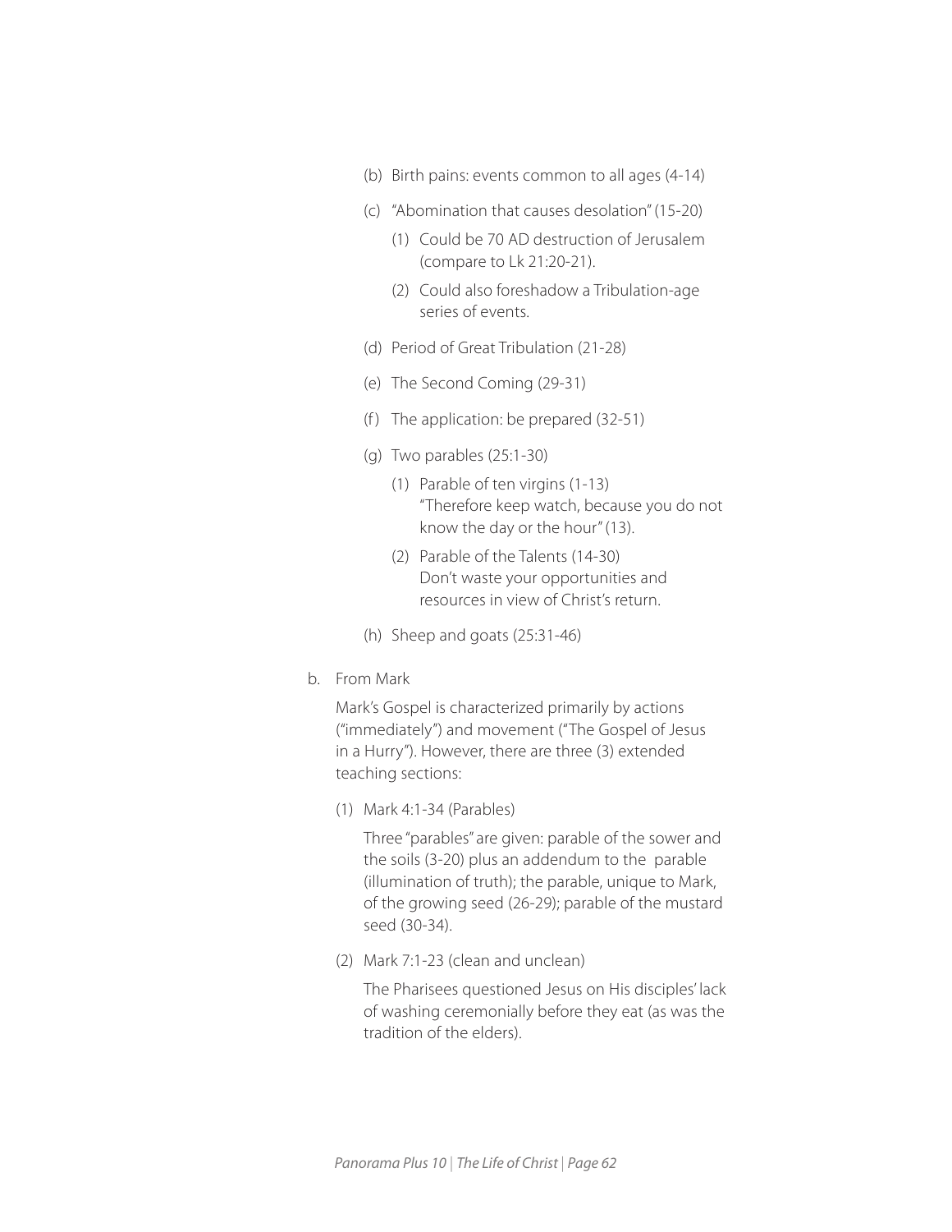- (b) Birth pains: events common to all ages (4-14)
- (c) "Abomination that causes desolation" (15-20)
    - (1) Could be 70 AD destruction of Jerusalem (compare to Lk 21:20-21).
    - (2) Could also foreshadow a Tribulation-age series of events.
- (d) Period of Great Tribulation (21-28)
- (e) The Second Coming (29-31)
- (f) The application: be prepared (32-51)
- (g) Two parables (25:1-30)
    - (1) Parable of ten virgins (1-13)
      "Therefore keep watch, because you do not know the day or the hour" (13).
    - (2) Parable of the Talents (14-30)
      Don't waste your opportunities and resources in view of Christ's return.
- (h) Sheep and goats (25:31-46)

b. From Mark

Mark's Gospel is characterized primarily by actions ("immediately") and movement ("The Gospel of Jesus in a Hurry"). However, there are three (3) extended teaching sections:

(1) Mark 4:1-34 (Parables)

Three "parables" are given: parable of the sower and the soils (3-20) plus an addendum to the parable (illumination of truth); the parable, unique to Mark, of the growing seed (26-29); parable of the mustard seed (30-34).

(2) Mark 7:1-23 (clean and unclean)

The Pharisees questioned Jesus on His disciples' lack of washing ceremonially before they eat (as was the tradition of the elders).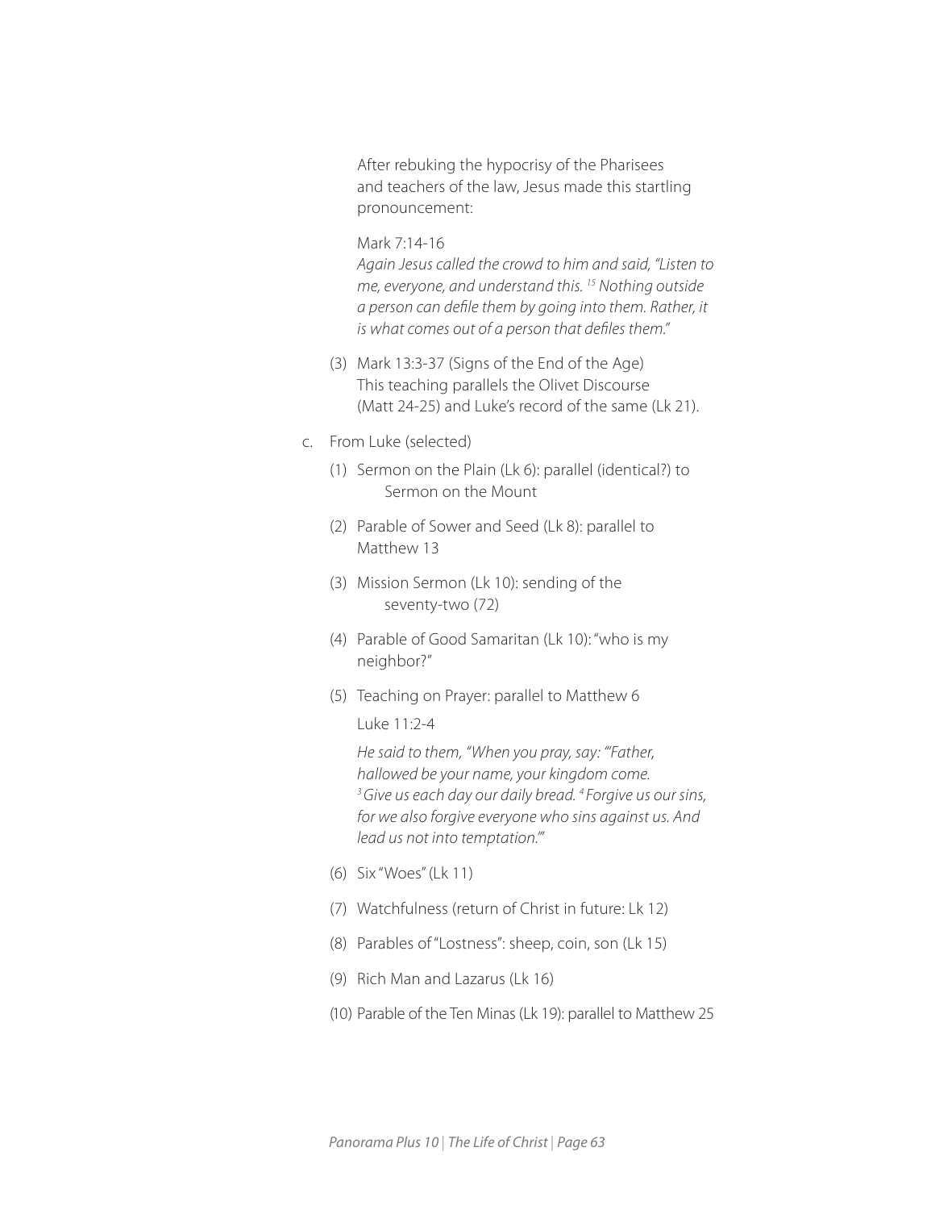After rebuking the hypocrisy of the Pharisees and teachers of the law, Jesus made this startling pronouncement:

Mark 7:14-16

*Again Jesus called the crowd to him and said, "Listen to me, everyone, and understand this. [15] Nothing outside a person can defile them by going into them. Rather, it is what comes out of a person that defiles them."*

(3) Mark 13:3-37 (Signs of the End of the Age)
This teaching parallels the Olivet Discourse (Matt 24-25) and Luke's record of the same (Lk 21).

c. From Luke (selected)

(1) Sermon on the Plain (Lk 6): parallel (identical?) to Sermon on the Mount

(2) Parable of Sower and Seed (Lk 8): parallel to Matthew 13

(3) Mission Sermon (Lk 10): sending of the seventy-two (72)

(4) Parable of Good Samaritan (Lk 10): "who is my neighbor?"

(5) Teaching on Prayer: parallel to Matthew 6

Luke 11:2-4

*He said to them, "When you pray, say: "'Father, hallowed be your name, your kingdom come. [3] Give us each day our daily bread. [4] Forgive us our sins, for we also forgive everyone who sins against us. And lead us not into temptation.'"*

(6) Six "Woes" (Lk 11)

(7) Watchfulness (return of Christ in future: Lk 12)

(8) Parables of "Lostness": sheep, coin, son (Lk 15)

(9) Rich Man and Lazarus (Lk 16)

(10) Parable of the Ten Minas (Lk 19): parallel to Matthew 25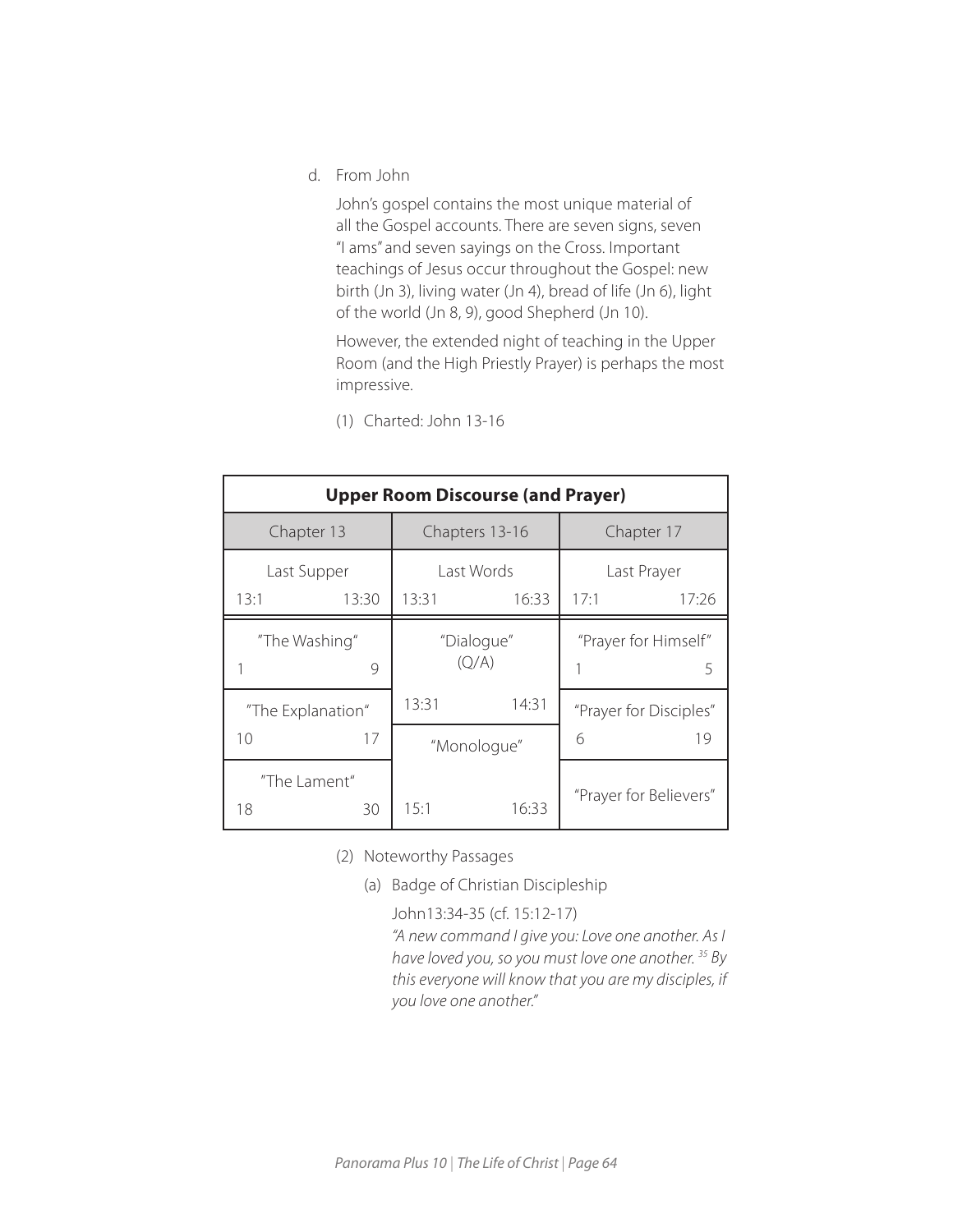d. From John

John's gospel contains the most unique material of all the Gospel accounts. There are seven signs, seven "I ams" and seven sayings on the Cross. Important teachings of Jesus occur throughout the Gospel: new birth (Jn 3), living water (Jn 4), bread of life (Jn 6), light of the world (Jn 8, 9), good Shepherd (Jn 10).

However, the extended night of teaching in the Upper Room (and the High Priestly Prayer) is perhaps the most impressive.

(1) Charted: John 13-16

| **Upper Room Discourse (and Prayer)** | | |
|---|---|---|
| Chapter 13 | Chapters 13-16 | Chapter 17 |
| Last Supper<br>13:1 — 13:30 | Last Words<br>13:31 — 16:33 | Last Prayer<br>17:1 — 17:26 |
| "The Washing"<br>1 — 9 | "Dialogue" (Q/A)<br>13:31 — 14:31 | "Prayer for Himself"<br>1 — 5 |
| "The Explanation"<br>10 — 17 | "Monologue"<br>15:1 — 16:33 | "Prayer for Disciples"<br>6 — 19 |
| "The Lament"<br>18 — 30 | | "Prayer for Believers" |

(2) Noteworthy Passages

(a) Badge of Christian Discipleship

John13:34-35 (cf. 15:12-17)
*"A new command I give you: Love one another. As I have loved you, so you must love one another. [35] By this everyone will know that you are my disciples, if you love one another."*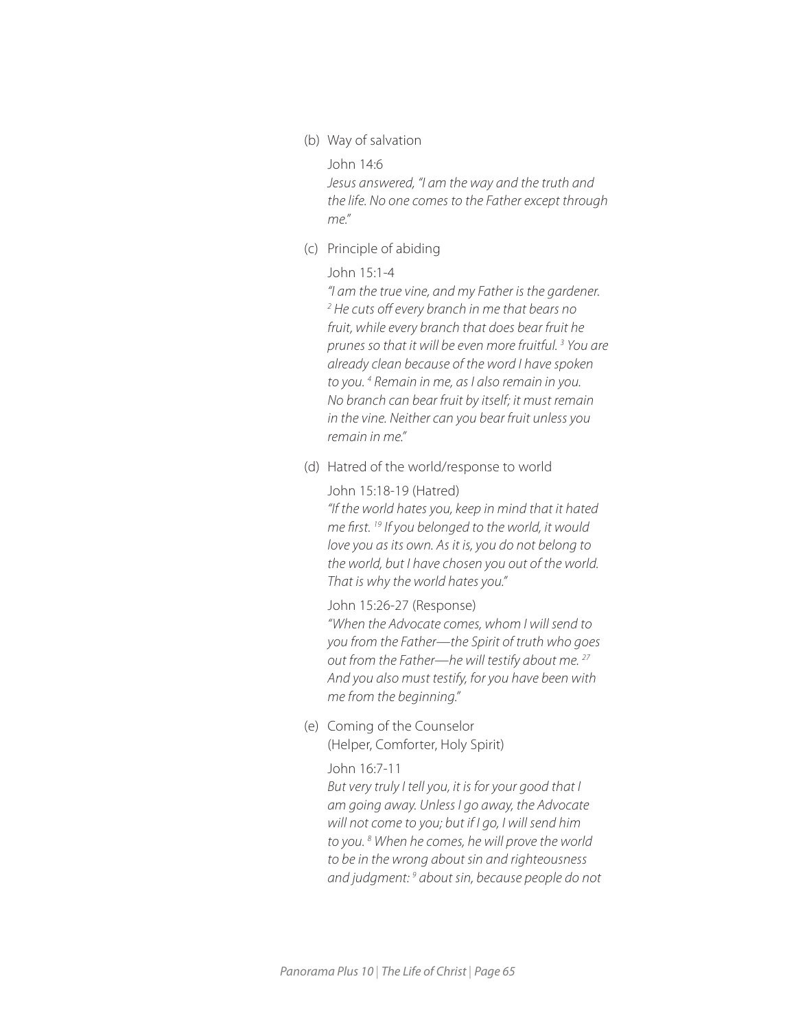(b) Way of salvation

John 14:6

*Jesus answered, "I am the way and the truth and the life. No one comes to the Father except through me."*

(c) Principle of abiding

John 15:1-4

*"I am the true vine, and my Father is the gardener. [2] He cuts off every branch in me that bears no fruit, while every branch that does bear fruit he prunes so that it will be even more fruitful. [3] You are already clean because of the word I have spoken to you. [4] Remain in me, as I also remain in you. No branch can bear fruit by itself; it must remain in the vine. Neither can you bear fruit unless you remain in me."*

(d) Hatred of the world/response to world

John 15:18-19 (Hatred)

*"If the world hates you, keep in mind that it hated me first. [19] If you belonged to the world, it would love you as its own. As it is, you do not belong to the world, but I have chosen you out of the world. That is why the world hates you."*

John 15:26-27 (Response)

*"When the Advocate comes, whom I will send to you from the Father—the Spirit of truth who goes out from the Father—he will testify about me. [27] And you also must testify, for you have been with me from the beginning."*

(e) Coming of the Counselor (Helper, Comforter, Holy Spirit)

John 16:7-11

*But very truly I tell you, it is for your good that I am going away. Unless I go away, the Advocate will not come to you; but if I go, I will send him to you. [8] When he comes, he will prove the world to be in the wrong about sin and righteousness and judgment: [9] about sin, because people do not*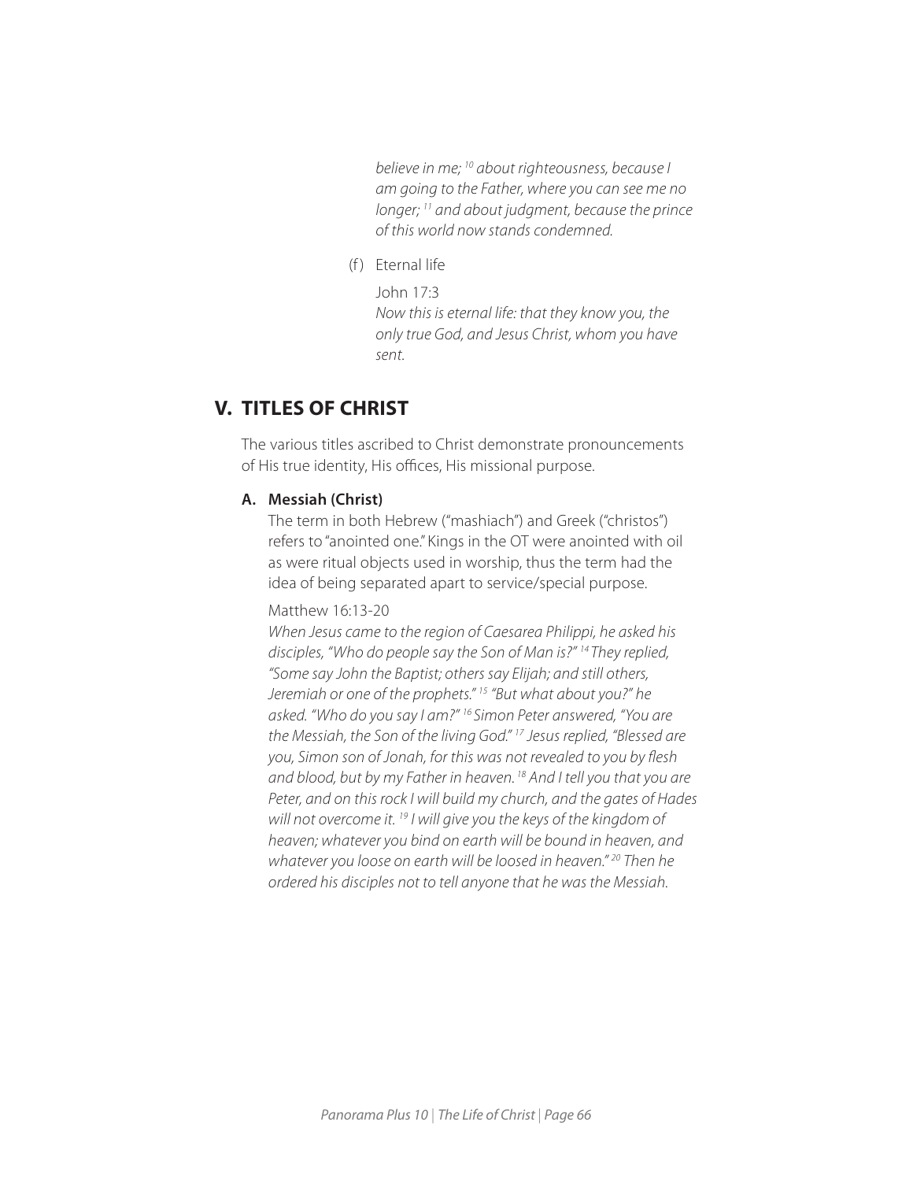*believe in me;* [10] *about righteousness, because I am going to the Father, where you can see me no longer;* [11] *and about judgment, because the prince of this world now stands condemned.*

(f) Eternal life

John 17:3
*Now this is eternal life: that they know you, the only true God, and Jesus Christ, whom you have sent.*

## V. TITLES OF CHRIST

The various titles ascribed to Christ demonstrate pronouncements of His true identity, His offices, His missional purpose.

### A. Messiah (Christ)

The term in both Hebrew ("mashiach") and Greek ("christos") refers to "anointed one." Kings in the OT were anointed with oil as were ritual objects used in worship, thus the term had the idea of being separated apart to service/special purpose.

Matthew 16:13-20
*When Jesus came to the region of Caesarea Philippi, he asked his disciples, "Who do people say the Son of Man is?"* [14] *They replied, "Some say John the Baptist; others say Elijah; and still others, Jeremiah or one of the prophets."* [15] *"But what about you?" he asked. "Who do you say I am?"* [16] *Simon Peter answered, "You are the Messiah, the Son of the living God."* [17] *Jesus replied, "Blessed are you, Simon son of Jonah, for this was not revealed to you by flesh and blood, but by my Father in heaven.* [18] *And I tell you that you are Peter, and on this rock I will build my church, and the gates of Hades will not overcome it.* [19] *I will give you the keys of the kingdom of heaven; whatever you bind on earth will be bound in heaven, and whatever you loose on earth will be loosed in heaven."* [20] *Then he ordered his disciples not to tell anyone that he was the Messiah.*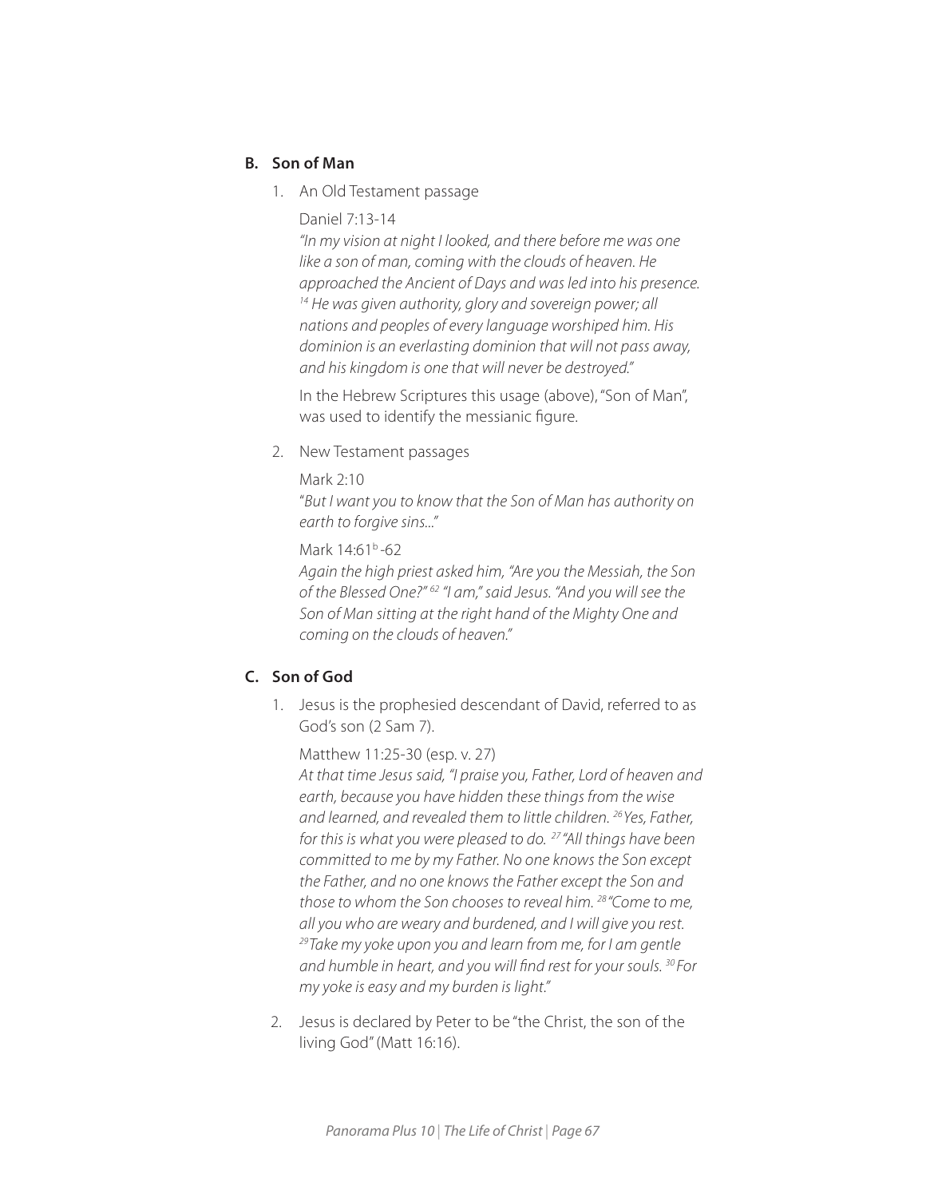### B. Son of Man

1. An Old Testament passage

   Daniel 7:13-14

   *"In my vision at night I looked, and there before me was one like a son of man, coming with the clouds of heaven. He approached the Ancient of Days and was led into his presence. [14] He was given authority, glory and sovereign power; all nations and peoples of every language worshiped him. His dominion is an everlasting dominion that will not pass away, and his kingdom is one that will never be destroyed."*

   In the Hebrew Scriptures this usage (above), "Son of Man", was used to identify the messianic figure.

2. New Testament passages

   Mark 2:10

   "*But I want you to know that the Son of Man has authority on earth to forgive sins...*"

   Mark 14:61[b]-62

   *Again the high priest asked him, "Are you the Messiah, the Son of the Blessed One?" [62] "I am," said Jesus. "And you will see the Son of Man sitting at the right hand of the Mighty One and coming on the clouds of heaven."*

### C. Son of God

1. Jesus is the prophesied descendant of David, referred to as God's son (2 Sam 7).

   Matthew 11:25-30 (esp. v. 27)

   *At that time Jesus said, "I praise you, Father, Lord of heaven and earth, because you have hidden these things from the wise and learned, and revealed them to little children. [26] Yes, Father, for this is what you were pleased to do. [27] "All things have been committed to me by my Father. No one knows the Son except the Father, and no one knows the Father except the Son and those to whom the Son chooses to reveal him. [28] "Come to me, all you who are weary and burdened, and I will give you rest. [29] Take my yoke upon you and learn from me, for I am gentle and humble in heart, and you will find rest for your souls. [30] For my yoke is easy and my burden is light."*

2. Jesus is declared by Peter to be "the Christ, the son of the living God" (Matt 16:16).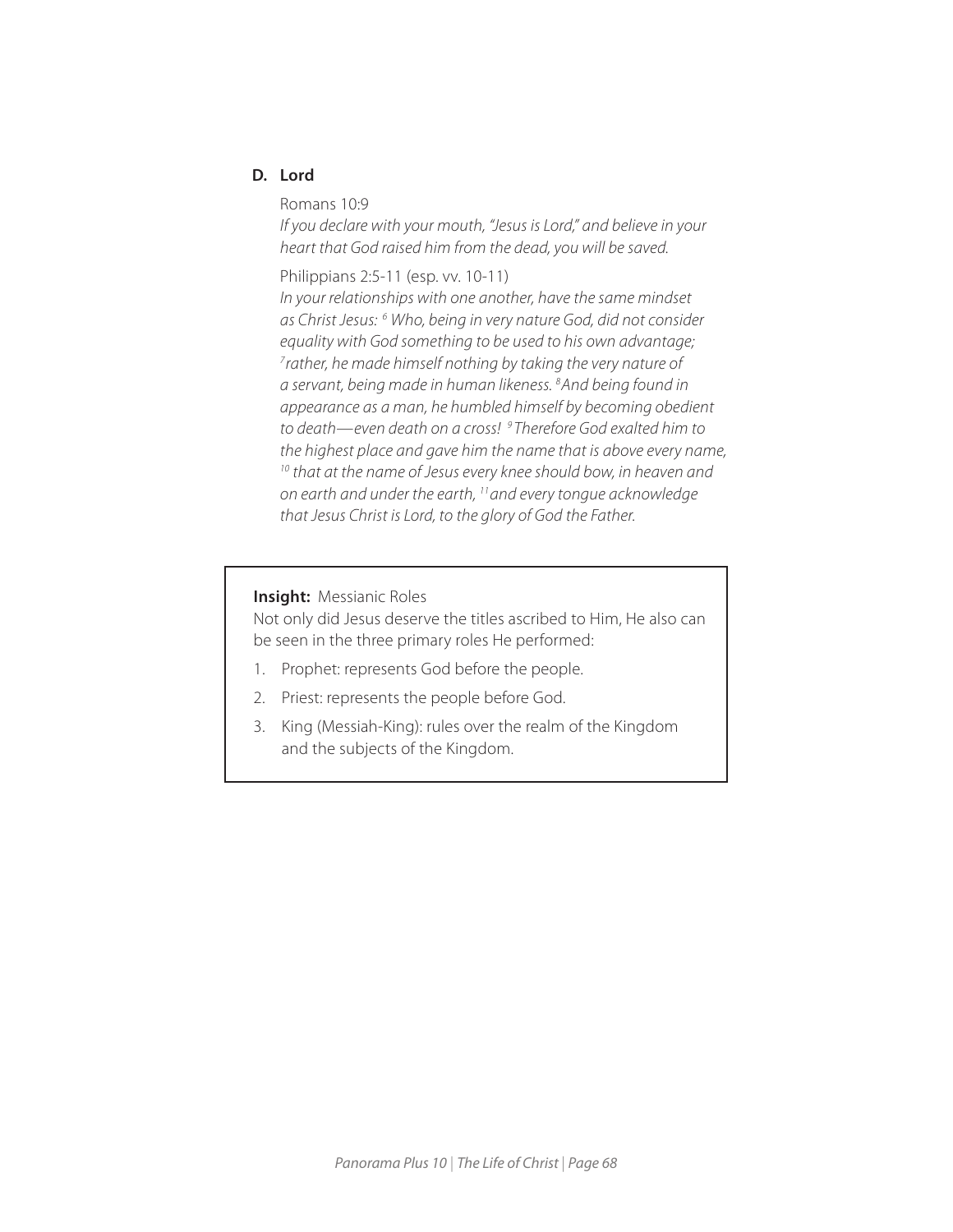### D. Lord

Romans 10:9

*If you declare with your mouth, "Jesus is Lord," and believe in your heart that God raised him from the dead, you will be saved.*

Philippians 2:5-11 (esp. vv. 10-11)

*In your relationships with one another, have the same mindset as Christ Jesus: [6] Who, being in very nature God, did not consider equality with God something to be used to his own advantage; [7] rather, he made himself nothing by taking the very nature of a servant, being made in human likeness. [8] And being found in appearance as a man, he humbled himself by becoming obedient to death—even death on a cross! [9] Therefore God exalted him to the highest place and gave him the name that is above every name, [10] that at the name of Jesus every knee should bow, in heaven and on earth and under the earth, [11] and every tongue acknowledge that Jesus Christ is Lord, to the glory of God the Father.*

**Insight:** Messianic Roles

Not only did Jesus deserve the titles ascribed to Him, He also can be seen in the three primary roles He performed:

1. Prophet: represents God before the people.
2. Priest: represents the people before God.
3. King (Messiah-King): rules over the realm of the Kingdom and the subjects of the Kingdom.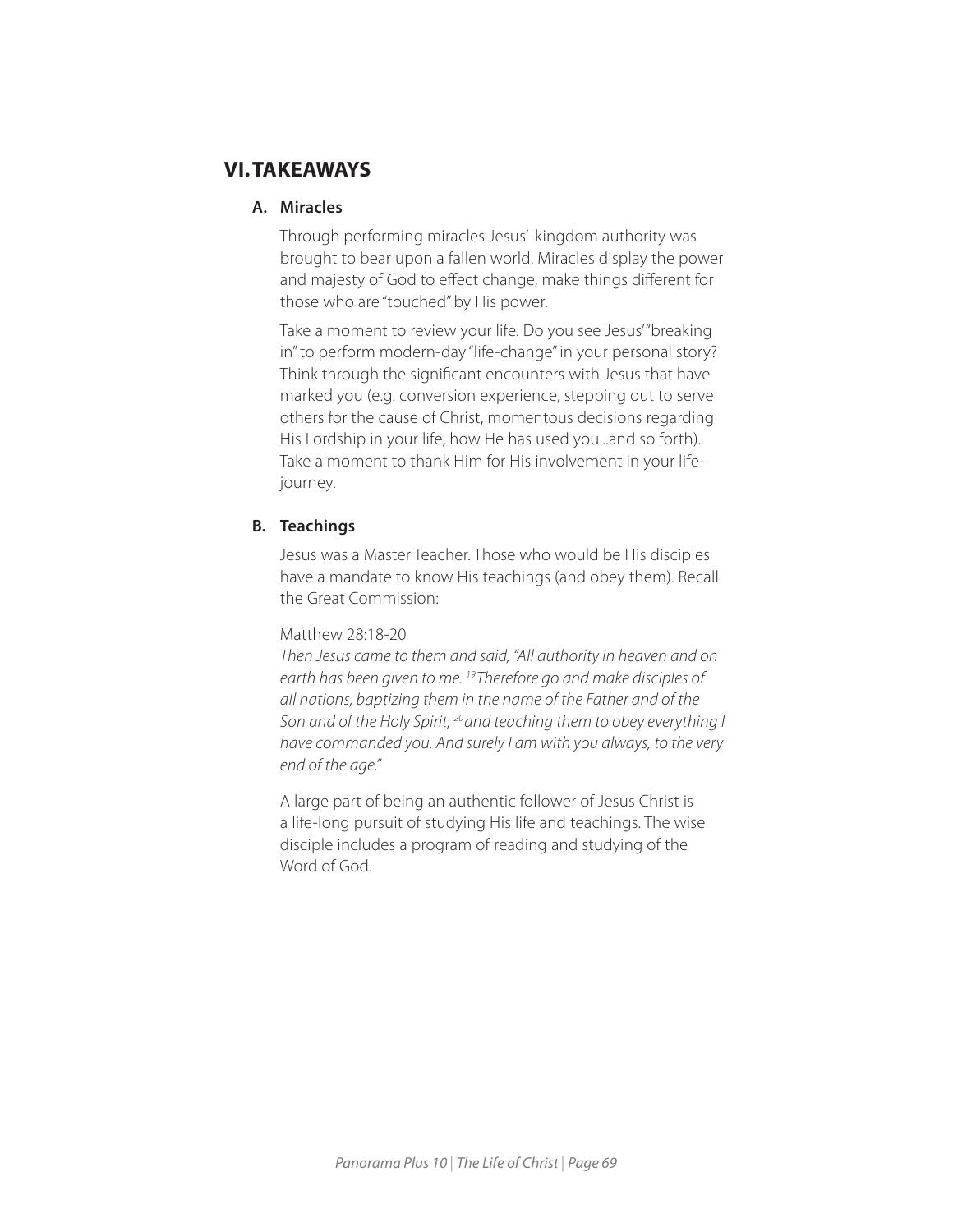## VI. TAKEAWAYS

### A. Miracles

Through performing miracles Jesus' kingdom authority was brought to bear upon a fallen world. Miracles display the power and majesty of God to effect change, make things different for those who are "touched" by His power.

Take a moment to review your life. Do you see Jesus' "breaking in" to perform modern-day "life-change" in your personal story? Think through the significant encounters with Jesus that have marked you (e.g. conversion experience, stepping out to serve others for the cause of Christ, momentous decisions regarding His Lordship in your life, how He has used you...and so forth). Take a moment to thank Him for His involvement in your life-journey.

### B. Teachings

Jesus was a Master Teacher. Those who would be His disciples have a mandate to know His teachings (and obey them). Recall the Great Commission:

Matthew 28:18-20

*Then Jesus came to them and said, "All authority in heaven and on earth has been given to me. [19] Therefore go and make disciples of all nations, baptizing them in the name of the Father and of the Son and of the Holy Spirit, [20] and teaching them to obey everything I have commanded you. And surely I am with you always, to the very end of the age."*

A large part of being an authentic follower of Jesus Christ is a life-long pursuit of studying His life and teachings. The wise disciple includes a program of reading and studying of the Word of God.